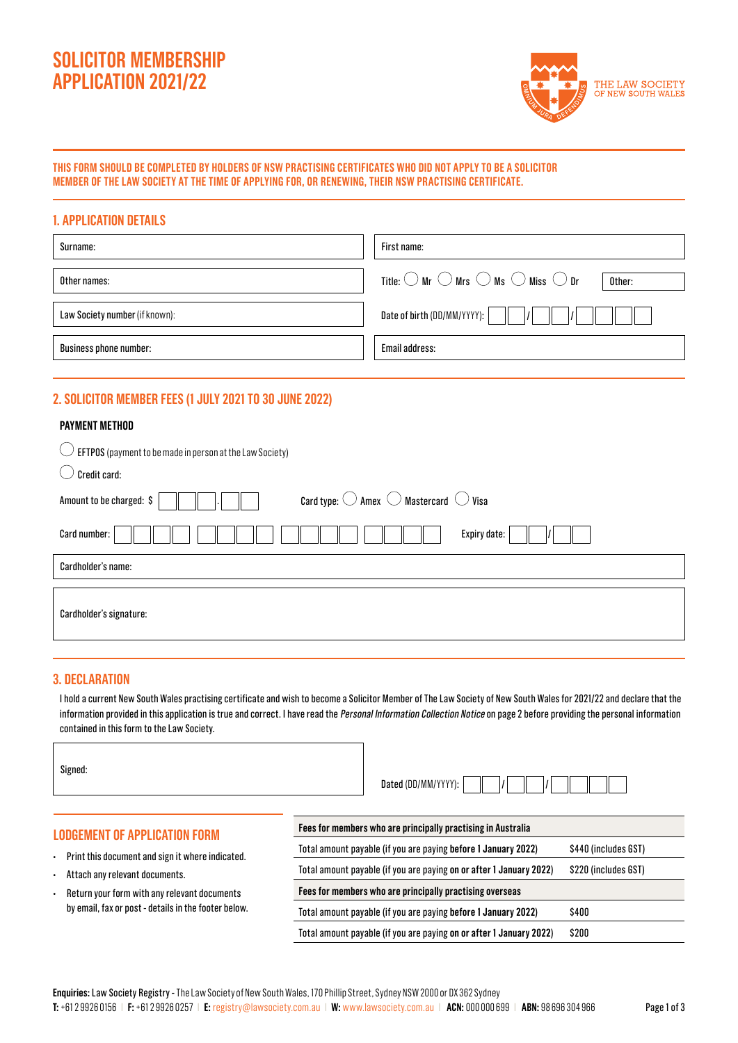# SOLICITOR MEMBERSHIP APPLICATION 2021/22

THE LAW SOCIETY OF NEW SOUTH WALES

**THIS FORM SHOULD BE COMPLETED BY HOLDERS OF NSW PRACTISING CERTIFICATES WHO DID NOT APPLY TO BE A SOLICITOR MEMBER OF THE LAW SOCIETY AT THE TIME OF APPLYING FOR, OR RENEWING, THEIR NSW PRACTISING CERTIFICATE.**

## 1. APPLICATION DETAILS

| | |
|---|---|
| Surname: | First name: |
| Other names: | Title: ◯ Mr ◯ Mrs ◯ Ms ◯ Miss ◯ Dr Other: |
| Law Society number (if known): | Date of birth (DD/MM/YYYY): ☐☐/☐☐/☐☐☐☐ |
| Business phone number: | Email address: |

## 2. SOLICITOR MEMBER FEES (1 JULY 2021 TO 30 JUNE 2022)

**PAYMENT METHOD**

◯ **EFTPOS** (payment to be made in person at the Law Society)

◯ Credit card:

Amount to be charged: $ ☐☐☐☐.☐☐ Card type: ◯ Amex ◯ Mastercard ◯ Visa

Card number: ☐☐☐☐ ☐☐☐☐ ☐☐☐☐ ☐☐☐☐ Expiry date: ☐☐/☐☐

Cardholder's name:

Cardholder's signature:

## 3. DECLARATION

I hold a current New South Wales practising certificate and wish to become a Solicitor Member of The Law Society of New South Wales for 2021/22 and declare that the information provided in this application is true and correct. I have read the *Personal Information Collection Notice* on page 2 before providing the personal information contained in this form to the Law Society.

Signed:

Dated (DD/MM/YYYY): ☐☐/☐☐/☐☐☐☐

## LODGEMENT OF APPLICATION FORM

- Print this document and sign it where indicated.
- Attach any relevant documents.
- Return your form with any relevant documents by email, fax or post - details in the footer below.

| | |
|---|---|
| **Fees for members who are principally practising in Australia** | |
| Total amount payable (if you are paying **before 1 January 2022**) | $440 (includes GST) |
| Total amount payable (if you are paying **on or after 1 January 2022**) | $220 (includes GST) |
| **Fees for members who are principally practising overseas** | |
| Total amount payable (if you are paying **before 1 January 2022**) | $400 |
| Total amount payable (if you are paying **on or after 1 January 2022**) | $200 |

**Enquiries:** Law Society Registry - The Law Society of New South Wales, 170 Phillip Street, Sydney NSW 2000 or DX 362 Sydney
**T:** +61 2 9926 0156 | **F:** +61 2 9926 0257 | **E:** registry@lawsociety.com.au | **W:** www.lawsociety.com.au | **ACN:** 000 000 699 | **ABN:** 98 696 304 966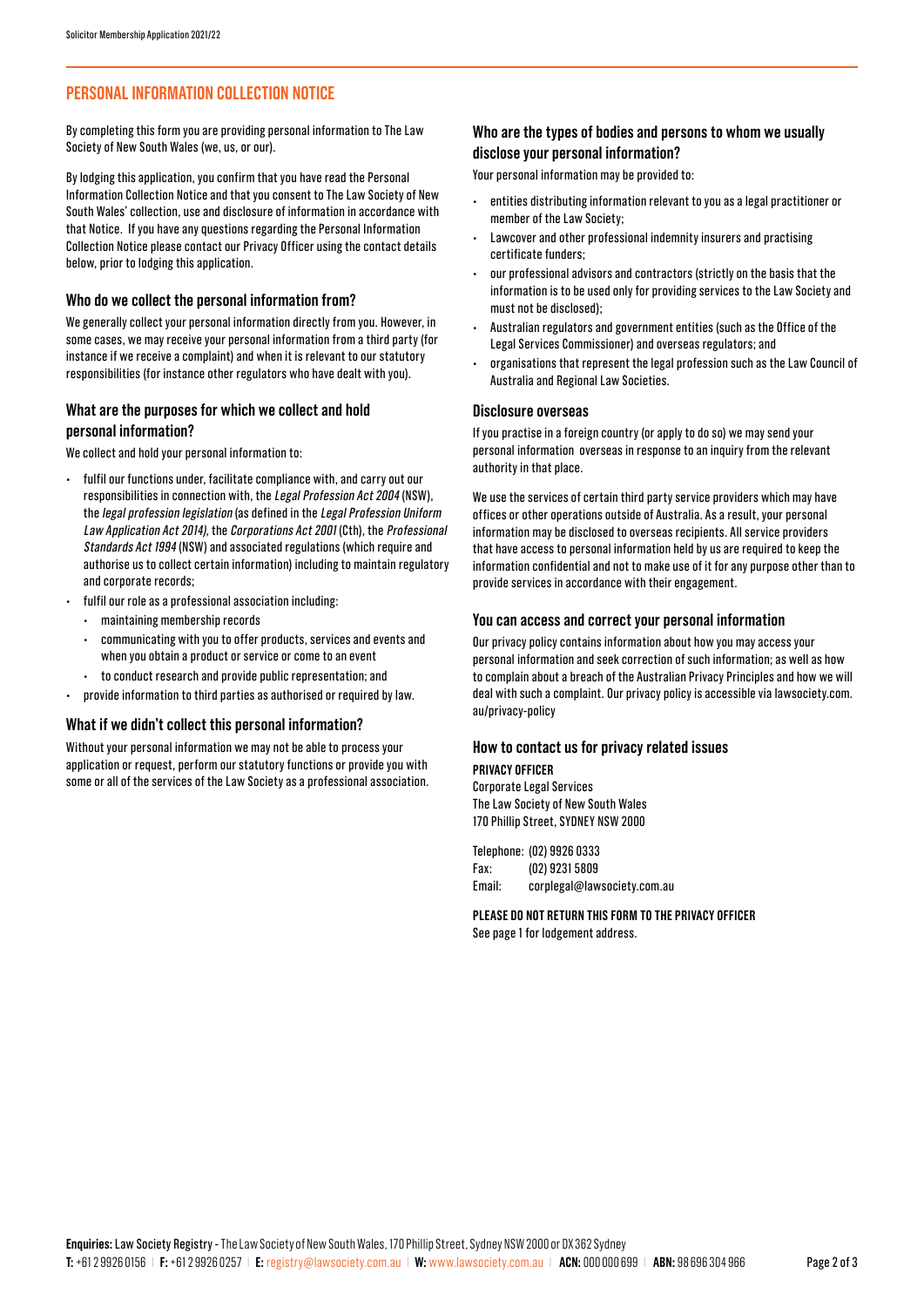## PERSONAL INFORMATION COLLECTION NOTICE

By completing this form you are providing personal information to The Law Society of New South Wales (we, us, or our).

By lodging this application, you confirm that you have read the Personal Information Collection Notice and that you consent to The Law Society of New South Wales' collection, use and disclosure of information in accordance with that Notice. If you have any questions regarding the Personal Information Collection Notice please contact our Privacy Officer using the contact details below, prior to lodging this application.

### Who do we collect the personal information from?

We generally collect your personal information directly from you. However, in some cases, we may receive your personal information from a third party (for instance if we receive a complaint) and when it is relevant to our statutory responsibilities (for instance other regulators who have dealt with you).

### What are the purposes for which we collect and hold personal information?

We collect and hold your personal information to:

- fulfil our functions under, facilitate compliance with, and carry out our responsibilities in connection with, the *Legal Profession Act 2004* (NSW), the *legal profession legislation* (as defined in the *Legal Profession Uniform Law Application Act 2014)*, the *Corporations Act 2001* (Cth), the *Professional Standards Act 1994* (NSW) and associated regulations (which require and authorise us to collect certain information) including to maintain regulatory and corporate records;
- fulfil our role as a professional association including:
  - maintaining membership records
  - communicating with you to offer products, services and events and when you obtain a product or service or come to an event
  - to conduct research and provide public representation; and
- provide information to third parties as authorised or required by law.

### What if we didn't collect this personal information?

Without your personal information we may not be able to process your application or request, perform our statutory functions or provide you with some or all of the services of the Law Society as a professional association.

### Who are the types of bodies and persons to whom we usually disclose your personal information?

Your personal information may be provided to:

- entities distributing information relevant to you as a legal practitioner or member of the Law Society;
- Lawcover and other professional indemnity insurers and practising certificate funders;
- our professional advisors and contractors (strictly on the basis that the information is to be used only for providing services to the Law Society and must not be disclosed);
- Australian regulators and government entities (such as the Office of the Legal Services Commissioner) and overseas regulators; and
- organisations that represent the legal profession such as the Law Council of Australia and Regional Law Societies.

### Disclosure overseas

If you practise in a foreign country (or apply to do so) we may send your personal information overseas in response to an inquiry from the relevant authority in that place.

We use the services of certain third party service providers which may have offices or other operations outside of Australia. As a result, your personal information may be disclosed to overseas recipients. All service providers that have access to personal information held by us are required to keep the information confidential and not to make use of it for any purpose other than to provide services in accordance with their engagement.

### You can access and correct your personal information

Our privacy policy contains information about how you may access your personal information and seek correction of such information; as well as how to complain about a breach of the Australian Privacy Principles and how we will deal with such a complaint. Our privacy policy is accessible via lawsociety.com.au/privacy-policy

### How to contact us for privacy related issues

**PRIVACY OFFICER**
Corporate Legal Services
The Law Society of New South Wales
170 Phillip Street, SYDNEY NSW 2000

Telephone: (02) 9926 0333
Fax: (02) 9231 5809
Email: corplegal@lawsociety.com.au

**PLEASE DO NOT RETURN THIS FORM TO THE PRIVACY OFFICER**
See page 1 for lodgement address.

**Enquiries:** Law Society Registry - The Law Society of New South Wales, 170 Phillip Street, Sydney NSW 2000 or DX 362 Sydney
**T:** +61 2 9926 0156 | **F:** +61 2 9926 0257 | **E:** registry@lawsociety.com.au | **W:** www.lawsociety.com.au | **ACN:** 000 000 699 | **ABN:** 98 696 304 966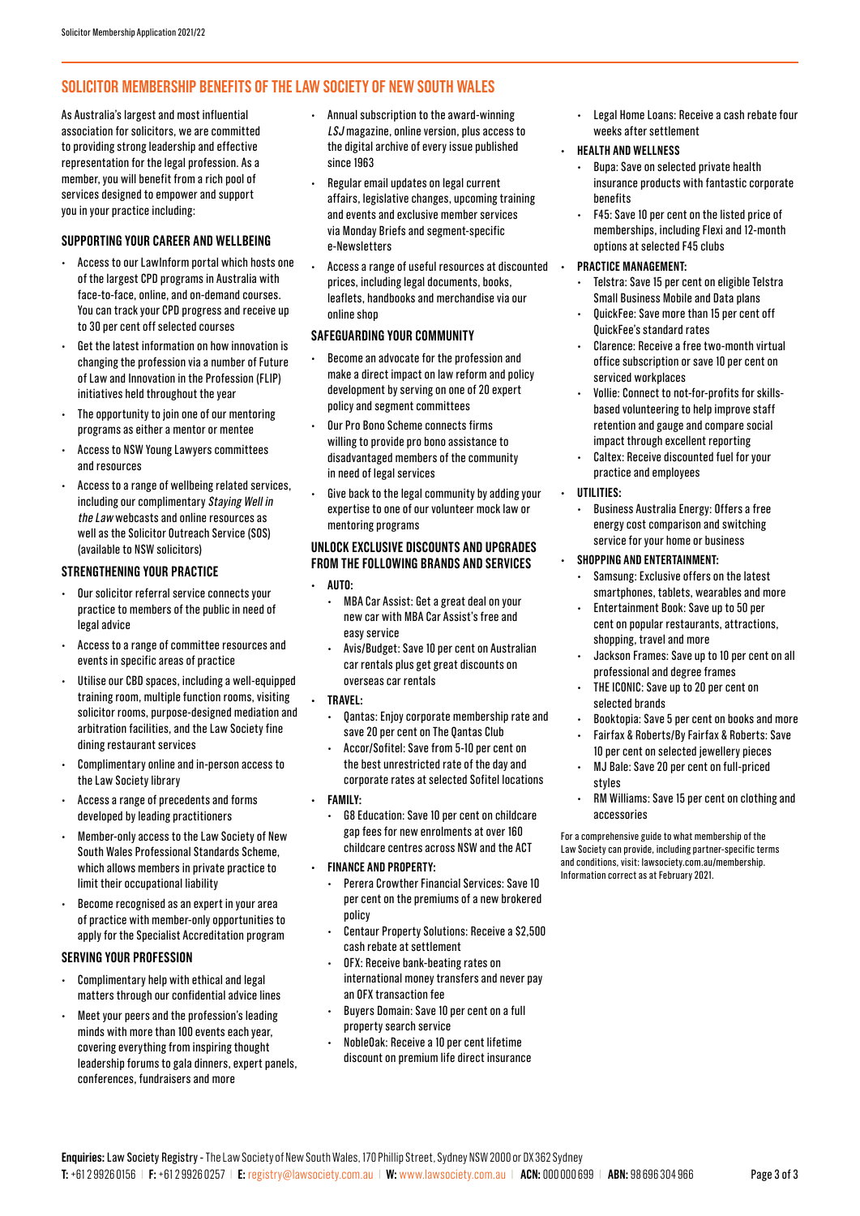## SOLICITOR MEMBERSHIP BENEFITS OF THE LAW SOCIETY OF NEW SOUTH WALES

As Australia's largest and most influential association for solicitors, we are committed to providing strong leadership and effective representation for the legal profession. As a member, you will benefit from a rich pool of services designed to empower and support you in your practice including:

### SUPPORTING YOUR CAREER AND WELLBEING

- Access to our LawInform portal which hosts one of the largest CPD programs in Australia with face-to-face, online, and on-demand courses. You can track your CPD progress and receive up to 30 per cent off selected courses
- Get the latest information on how innovation is changing the profession via a number of Future of Law and Innovation in the Profession (FLIP) initiatives held throughout the year
- The opportunity to join one of our mentoring programs as either a mentor or mentee
- Access to NSW Young Lawyers committees and resources
- Access to a range of wellbeing related services, including our complimentary *Staying Well in the Law* webcasts and online resources as well as the Solicitor Outreach Service (SOS) (available to NSW solicitors)

### STRENGTHENING YOUR PRACTICE

- Our solicitor referral service connects your practice to members of the public in need of legal advice
- Access to a range of committee resources and events in specific areas of practice
- Utilise our CBD spaces, including a well-equipped training room, multiple function rooms, visiting solicitor rooms, purpose-designed mediation and arbitration facilities, and the Law Society fine dining restaurant services
- Complimentary online and in-person access to the Law Society library
- Access a range of precedents and forms developed by leading practitioners
- Member-only access to the Law Society of New South Wales Professional Standards Scheme, which allows members in private practice to limit their occupational liability
- Become recognised as an expert in your area of practice with member-only opportunities to apply for the Specialist Accreditation program

### SERVING YOUR PROFESSION

- Complimentary help with ethical and legal matters through our confidential advice lines
- Meet your peers and the profession's leading minds with more than 100 events each year, covering everything from inspiring thought leadership forums to gala dinners, expert panels, conferences, fundraisers and more
- Annual subscription to the award-winning *LSJ* magazine, online version, plus access to the digital archive of every issue published since 1963
- Regular email updates on legal current affairs, legislative changes, upcoming training and events and exclusive member services via Monday Briefs and segment-specific e-Newsletters
- Access a range of useful resources at discounted prices, including legal documents, books, leaflets, handbooks and merchandise via our online shop

### SAFEGUARDING YOUR COMMUNITY

- Become an advocate for the profession and make a direct impact on law reform and policy development by serving on one of 20 expert policy and segment committees
- Our Pro Bono Scheme connects firms willing to provide pro bono assistance to disadvantaged members of the community in need of legal services
- Give back to the legal community by adding your expertise to one of our volunteer mock law or mentoring programs

### UNLOCK EXCLUSIVE DISCOUNTS AND UPGRADES FROM THE FOLLOWING BRANDS AND SERVICES

- **AUTO:**
  - MBA Car Assist: Get a great deal on your new car with MBA Car Assist's free and easy service
  - Avis/Budget: Save 10 per cent on Australian car rentals plus get great discounts on overseas car rentals
- **TRAVEL:**
  - Qantas: Enjoy corporate membership rate and save 20 per cent on The Qantas Club
  - Accor/Sofitel: Save from 5-10 per cent on the best unrestricted rate of the day and corporate rates at selected Sofitel locations
- **FAMILY:**
  - G8 Education: Save 10 per cent on childcare gap fees for new enrolments at over 160 childcare centres across NSW and the ACT
- **FINANCE AND PROPERTY:**
  - Perera Crowther Financial Services: Save 10 per cent on the premiums of a new brokered policy
  - Centaur Property Solutions: Receive a $2,500 cash rebate at settlement
  - OFX: Receive bank-beating rates on international money transfers and never pay an OFX transaction fee
  - Buyers Domain: Save 10 per cent on a full property search service
  - NobleOak: Receive a 10 per cent lifetime discount on premium life direct insurance
  - Legal Home Loans: Receive a cash rebate four weeks after settlement
- **HEALTH AND WELLNESS**
  - Bupa: Save on selected private health insurance products with fantastic corporate benefits
  - F45: Save 10 per cent on the listed price of memberships, including Flexi and 12-month options at selected F45 clubs
- **PRACTICE MANAGEMENT:**
  - Telstra: Save 15 per cent on eligible Telstra Small Business Mobile and Data plans
  - QuickFee: Save more than 15 per cent off QuickFee's standard rates
  - Clarence: Receive a free two-month virtual office subscription or save 10 per cent on serviced workplaces
  - Vollie: Connect to not-for-profits for skills-based volunteering to help improve staff retention and gauge and compare social impact through excellent reporting
  - Caltex: Receive discounted fuel for your practice and employees
- **UTILITIES:**
  - Business Australia Energy: Offers a free energy cost comparison and switching service for your home or business
- **SHOPPING AND ENTERTAINMENT:**
  - Samsung: Exclusive offers on the latest smartphones, tablets, wearables and more
  - Entertainment Book: Save up to 50 per cent on popular restaurants, attractions, shopping, travel and more
  - Jackson Frames: Save up to 10 per cent on all professional and degree frames
  - THE ICONIC: Save up to 20 per cent on selected brands
  - Booktopia: Save 5 per cent on books and more
  - Fairfax & Roberts/By Fairfax & Roberts: Save 10 per cent on selected jewellery pieces
  - MJ Bale: Save 20 per cent on full-priced styles
  - RM Williams: Save 15 per cent on clothing and accessories

For a comprehensive guide to what membership of the Law Society can provide, including partner-specific terms and conditions, visit: lawsociety.com.au/membership. Information correct as at February 2021.

**Enquiries:** Law Society Registry - The Law Society of New South Wales, 170 Phillip Street, Sydney NSW 2000 or DX 362 Sydney
**T:** +61 2 9926 0156 | **F:** +61 2 9926 0257 | **E:** registry@lawsociety.com.au | **W:** www.lawsociety.com.au | **ACN:** 000 000 699 | **ABN:** 98 696 304 966